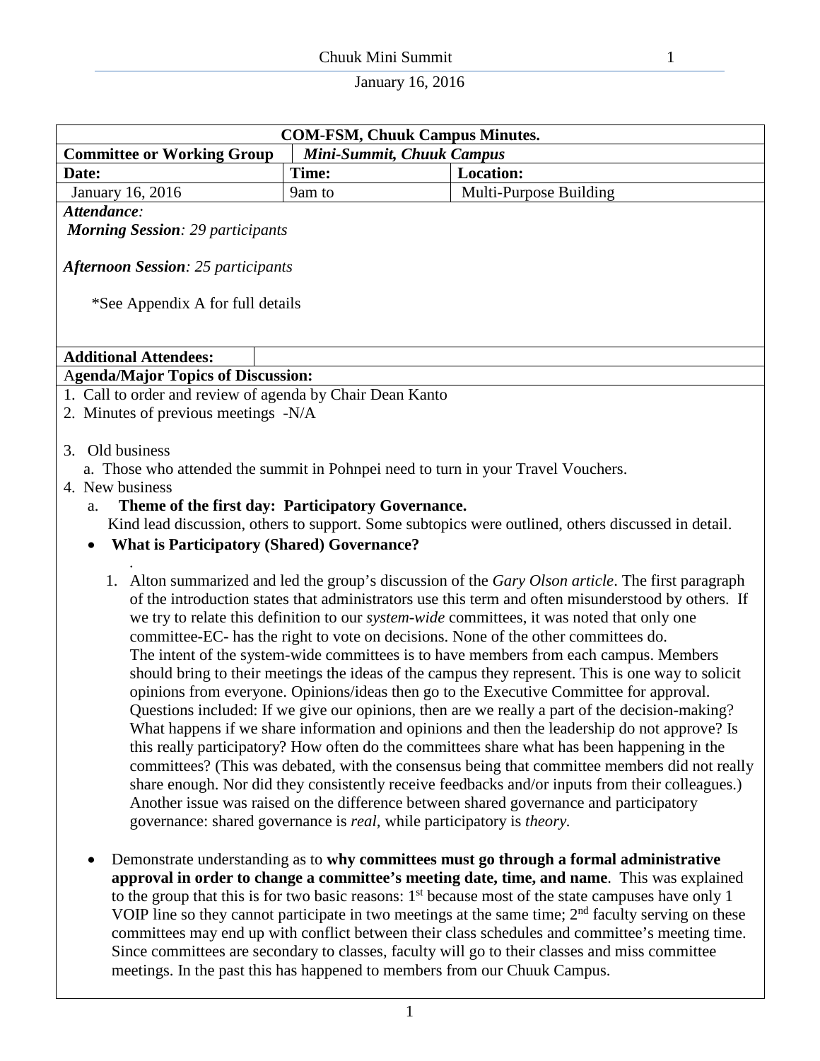| COM-FSM, Chuuk Campus Minutes. | | |
|---|---|---|
| **Committee or Working Group** | ***Mini-Summit, Chuuk Campus*** | |
| **Date:** | **Time:** | **Location:** |
| January 16, 2016 | 9am to | Multi-Purpose Building |

***Attendance:***

***Morning Session**: 29 participants*

***Afternoon Session**: 25 participants*

*See Appendix A for full details

**Additional Attendees:**

**Agenda/Major Topics of Discussion:**

1. Call to order and review of agenda by Chair Dean Kanto
2. Minutes of previous meetings -N/A
3. Old business
   a. Those who attended the summit in Pohnpei need to turn in your Travel Vouchers.
4. New business
   a. **Theme of the first day: Participatory Governance.**
   Kind lead discussion, others to support. Some subtopics were outlined, others discussed in detail.

- **What is Participatory (Shared) Governance?**
  .
  1. Alton summarized and led the group's discussion of the *Gary Olson article*. The first paragraph of the introduction states that administrators use this term and often misunderstood by others. If we try to relate this definition to our *system-wide* committees, it was noted that only one committee-EC- has the right to vote on decisions. None of the other committees do.
     The intent of the system-wide committees is to have members from each campus. Members should bring to their meetings the ideas of the campus they represent. This is one way to solicit opinions from everyone. Opinions/ideas then go to the Executive Committee for approval. Questions included: If we give our opinions, then are we really a part of the decision-making? What happens if we share information and opinions and then the leadership do not approve? Is this really participatory? How often do the committees share what has been happening in the committees? (This was debated, with the consensus being that committee members did not really share enough. Nor did they consistently receive feedbacks and/or inputs from their colleagues.) Another issue was raised on the difference between shared governance and participatory governance: shared governance is *real,* while participatory is *theory.*

- Demonstrate understanding as to **why committees must go through a formal administrative approval in order to change a committee's meeting date, time, and name**. This was explained to the group that this is for two basic reasons: 1st because most of the state campuses have only 1 VOIP line so they cannot participate in two meetings at the same time; 2nd faculty serving on these committees may end up with conflict between their class schedules and committee's meeting time. Since committees are secondary to classes, faculty will go to their classes and miss committee meetings. In the past this has happened to members from our Chuuk Campus.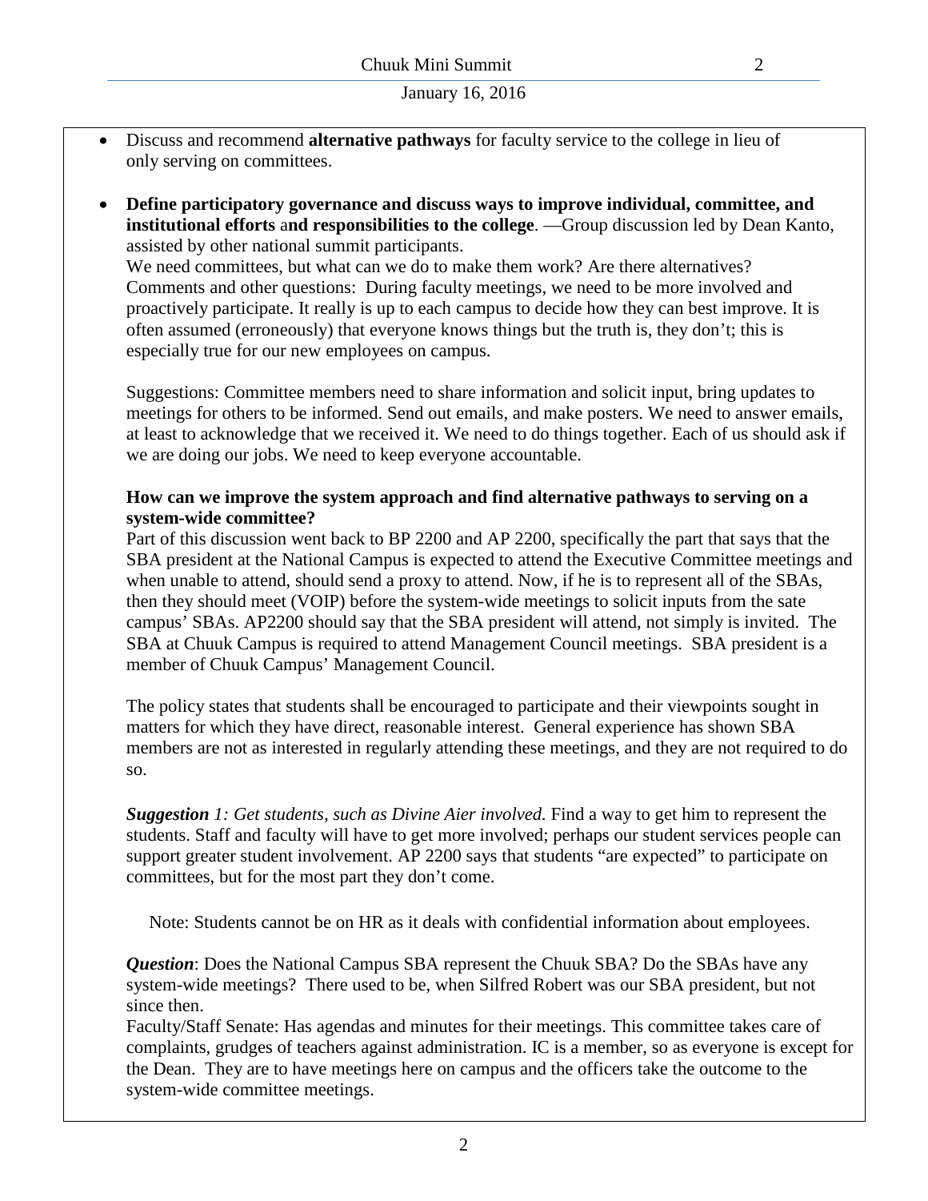- Discuss and recommend **alternative pathways** for faculty service to the college in lieu of only serving on committees.

- **Define participatory governance and discuss ways to improve individual, committee, and institutional efforts and responsibilities to the college**. —Group discussion led by Dean Kanto, assisted by other national summit participants.
  We need committees, but what can we do to make them work? Are there alternatives?
  Comments and other questions: During faculty meetings, we need to be more involved and proactively participate. It really is up to each campus to decide how they can best improve. It is often assumed (erroneously) that everyone knows things but the truth is, they don't; this is especially true for our new employees on campus.

  Suggestions: Committee members need to share information and solicit input, bring updates to meetings for others to be informed. Send out emails, and make posters. We need to answer emails, at least to acknowledge that we received it. We need to do things together. Each of us should ask if we are doing our jobs. We need to keep everyone accountable.

  **How can we improve the system approach and find alternative pathways to serving on a system-wide committee?**
  Part of this discussion went back to BP 2200 and AP 2200, specifically the part that says that the SBA president at the National Campus is expected to attend the Executive Committee meetings and when unable to attend, should send a proxy to attend. Now, if he is to represent all of the SBAs, then they should meet (VOIP) before the system-wide meetings to solicit inputs from the sate campus' SBAs. AP2200 should say that the SBA president will attend, not simply is invited. The SBA at Chuuk Campus is required to attend Management Council meetings. SBA president is a member of Chuuk Campus' Management Council.

  The policy states that students shall be encouraged to participate and their viewpoints sought in matters for which they have direct, reasonable interest. General experience has shown SBA members are not as interested in regularly attending these meetings, and they are not required to do so.

  ***Suggestion*** *1: Get students, such as Divine Aier involved.* Find a way to get him to represent the students. Staff and faculty will have to get more involved; perhaps our student services people can support greater student involvement. AP 2200 says that students "are expected" to participate on committees, but for the most part they don't come.

  Note: Students cannot be on HR as it deals with confidential information about employees.

  ***Question***: Does the National Campus SBA represent the Chuuk SBA? Do the SBAs have any system-wide meetings? There used to be, when Silfred Robert was our SBA president, but not since then.
  Faculty/Staff Senate: Has agendas and minutes for their meetings. This committee takes care of complaints, grudges of teachers against administration. IC is a member, so as everyone is except for the Dean. They are to have meetings here on campus and the officers take the outcome to the system-wide committee meetings.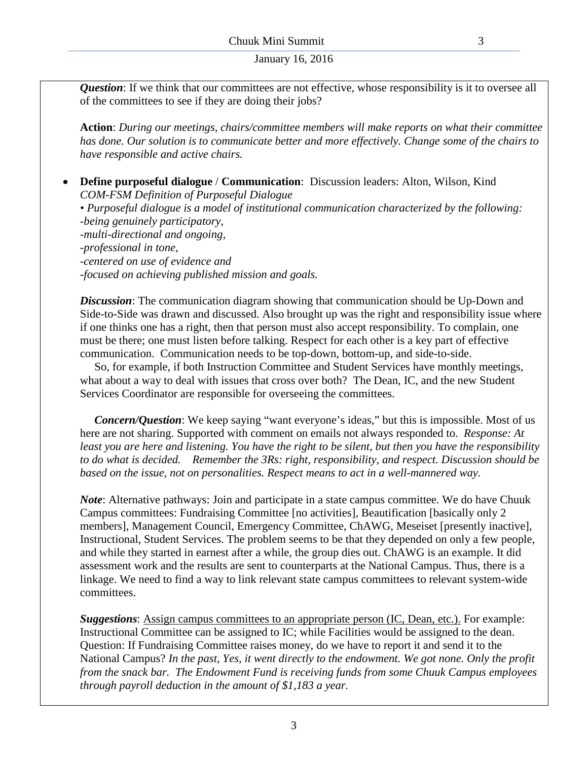***Question***: If we think that our committees are not effective, whose responsibility is it to oversee all of the committees to see if they are doing their jobs?

**Action**: *During our meetings, chairs/committee members will make reports on what their committee has done. Our solution is to communicate better and more effectively. Change some of the chairs to have responsible and active chairs.*

- **Define purposeful dialogue / Communication**: Discussion leaders: Alton, Wilson, Kind
  *COM-FSM Definition of Purposeful Dialogue*
  *• Purposeful dialogue is a model of institutional communication characterized by the following:*
  *-being genuinely participatory,*
  *-multi-directional and ongoing,*
  *-professional in tone,*
  *-centered on use of evidence and*
  *-focused on achieving published mission and goals.*

***Discussion***: The communication diagram showing that communication should be Up-Down and Side-to-Side was drawn and discussed. Also brought up was the right and responsibility issue where if one thinks one has a right, then that person must also accept responsibility. To complain, one must be there; one must listen before talking. Respect for each other is a key part of effective communication. Communication needs to be top-down, bottom-up, and side-to-side.

So, for example, if both Instruction Committee and Student Services have monthly meetings, what about a way to deal with issues that cross over both? The Dean, IC, and the new Student Services Coordinator are responsible for overseeing the committees.

***Concern/Question***: We keep saying "want everyone's ideas," but this is impossible. Most of us here are not sharing. Supported with comment on emails not always responded to. *Response: At least you are here and listening. You have the right to be silent, but then you have the responsibility to do what is decided. Remember the 3Rs: right, responsibility, and respect. Discussion should be based on the issue, not on personalities. Respect means to act in a well-mannered way.*

***Note***: Alternative pathways: Join and participate in a state campus committee. We do have Chuuk Campus committees: Fundraising Committee [no activities], Beautification [basically only 2 members], Management Council, Emergency Committee, ChAWG, Meseiset [presently inactive], Instructional, Student Services. The problem seems to be that they depended on only a few people, and while they started in earnest after a while, the group dies out. ChAWG is an example. It did assessment work and the results are sent to counterparts at the National Campus. Thus, there is a linkage. We need to find a way to link relevant state campus committees to relevant system-wide committees.

***Suggestions***: <u>Assign campus committees to an appropriate person (IC, Dean, etc.).</u> For example: Instructional Committee can be assigned to IC; while Facilities would be assigned to the dean. Question: If Fundraising Committee raises money, do we have to report it and send it to the National Campus? *In the past, Yes, it went directly to the endowment. We got none. Only the profit from the snack bar. The Endowment Fund is receiving funds from some Chuuk Campus employees through payroll deduction in the amount of $1,183 a year.*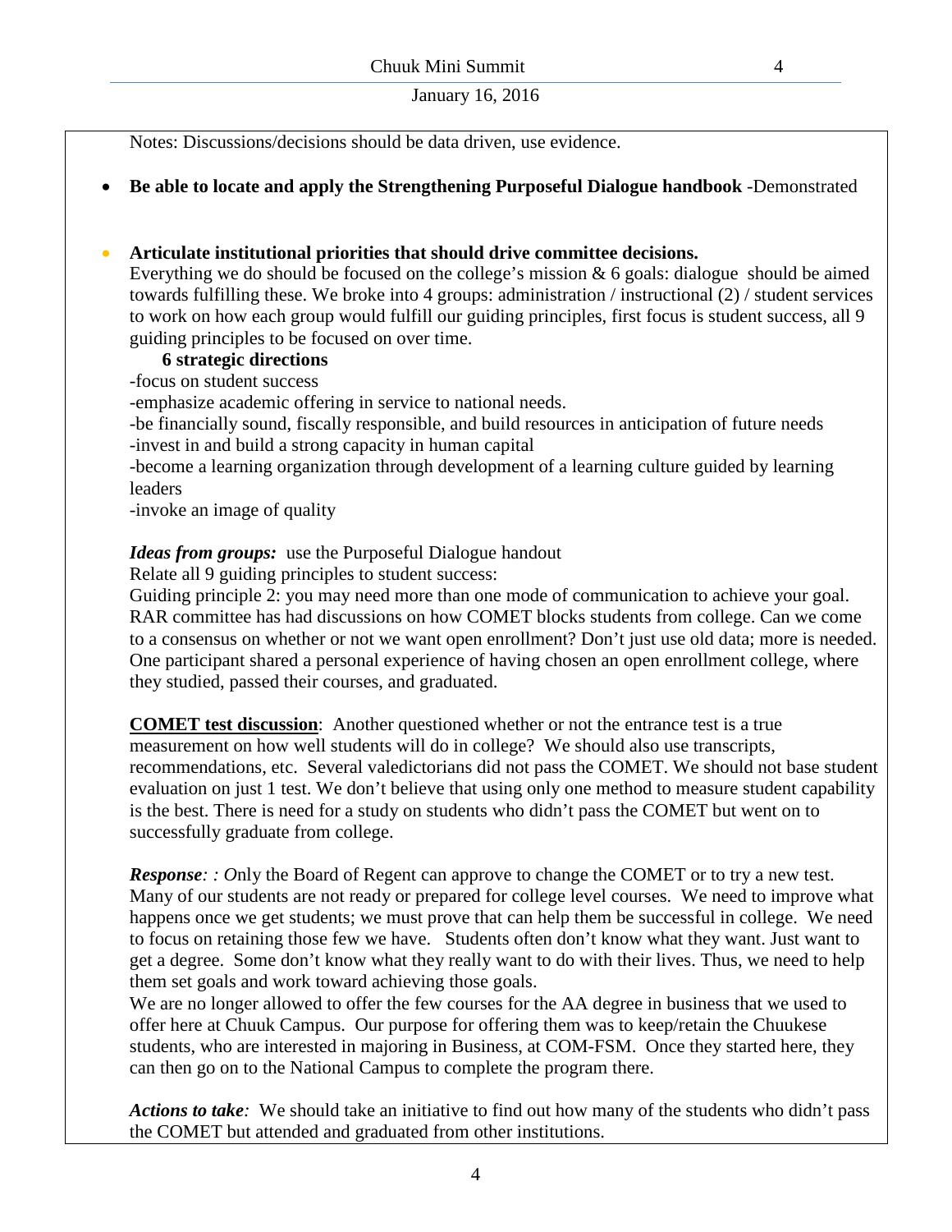Notes: Discussions/decisions should be data driven, use evidence.

- **Be able to locate and apply the Strengthening Purposeful Dialogue handbook** -Demonstrated

- **Articulate institutional priorities that should drive committee decisions.**
  Everything we do should be focused on the college's mission & 6 goals: dialogue should be aimed towards fulfilling these. We broke into 4 groups: administration / instructional (2) / student services to work on how each group would fulfill our guiding principles, first focus is student success, all 9 guiding principles to be focused on over time.

**6 strategic directions**

-focus on student success
-emphasize academic offering in service to national needs.
-be financially sound, fiscally responsible, and build resources in anticipation of future needs
-invest in and build a strong capacity in human capital
-become a learning organization through development of a learning culture guided by learning leaders
-invoke an image of quality

***Ideas from groups:*** use the Purposeful Dialogue handout
Relate all 9 guiding principles to student success:
Guiding principle 2: you may need more than one mode of communication to achieve your goal. RAR committee has had discussions on how COMET blocks students from college. Can we come to a consensus on whether or not we want open enrollment? Don't just use old data; more is needed. One participant shared a personal experience of having chosen an open enrollment college, where they studied, passed their courses, and graduated.

**<u>COMET test discussion</u>**: Another questioned whether or not the entrance test is a true measurement on how well students will do in college? We should also use transcripts, recommendations, etc. Several valedictorians did not pass the COMET. We should not base student evaluation on just 1 test. We don't believe that using only one method to measure student capability is the best. There is need for a study on students who didn't pass the COMET but went on to successfully graduate from college.

***Response**: : O*nly the Board of Regent can approve to change the COMET or to try a new test. Many of our students are not ready or prepared for college level courses. We need to improve what happens once we get students; we must prove that can help them be successful in college. We need to focus on retaining those few we have. Students often don't know what they want. Just want to get a degree. Some don't know what they really want to do with their lives. Thus, we need to help them set goals and work toward achieving those goals.
We are no longer allowed to offer the few courses for the AA degree in business that we used to offer here at Chuuk Campus. Our purpose for offering them was to keep/retain the Chuukese students, who are interested in majoring in Business, at COM-FSM. Once they started here, they can then go on to the National Campus to complete the program there.

***Actions to take**:* We should take an initiative to find out how many of the students who didn't pass the COMET but attended and graduated from other institutions.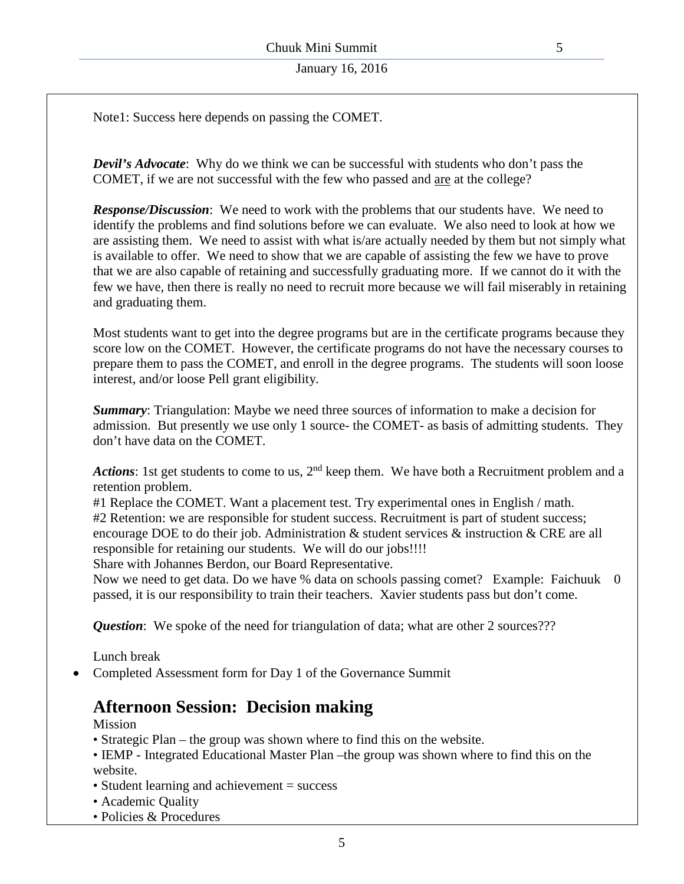Note1: Success here depends on passing the COMET.

***Devil's Advocate***: Why do we think we can be successful with students who don't pass the COMET, if we are not successful with the few who passed and are at the college?

***Response/Discussion***: We need to work with the problems that our students have. We need to identify the problems and find solutions before we can evaluate. We also need to look at how we are assisting them. We need to assist with what is/are actually needed by them but not simply what is available to offer. We need to show that we are capable of assisting the few we have to prove that we are also capable of retaining and successfully graduating more. If we cannot do it with the few we have, then there is really no need to recruit more because we will fail miserably in retaining and graduating them.

Most students want to get into the degree programs but are in the certificate programs because they score low on the COMET. However, the certificate programs do not have the necessary courses to prepare them to pass the COMET, and enroll in the degree programs. The students will soon loose interest, and/or loose Pell grant eligibility.

***Summary***: Triangulation: Maybe we need three sources of information to make a decision for admission. But presently we use only 1 source- the COMET- as basis of admitting students. They don't have data on the COMET.

***Actions***: 1st get students to come to us, 2nd keep them. We have both a Recruitment problem and a retention problem.
#1 Replace the COMET. Want a placement test. Try experimental ones in English / math.
#2 Retention: we are responsible for student success. Recruitment is part of student success; encourage DOE to do their job. Administration & student services & instruction & CRE are all responsible for retaining our students. We will do our jobs!!!!
Share with Johannes Berdon, our Board Representative.
Now we need to get data. Do we have % data on schools passing comet? Example: Faichuuk 0 passed, it is our responsibility to train their teachers. Xavier students pass but don't come.

***Question***: We spoke of the need for triangulation of data; what are other 2 sources???

Lunch break

- Completed Assessment form for Day 1 of the Governance Summit

## Afternoon Session: Decision making

Mission

- Strategic Plan – the group was shown where to find this on the website.
- IEMP - Integrated Educational Master Plan –the group was shown where to find this on the website.
- Student learning and achievement = success
- Academic Quality
- Policies & Procedures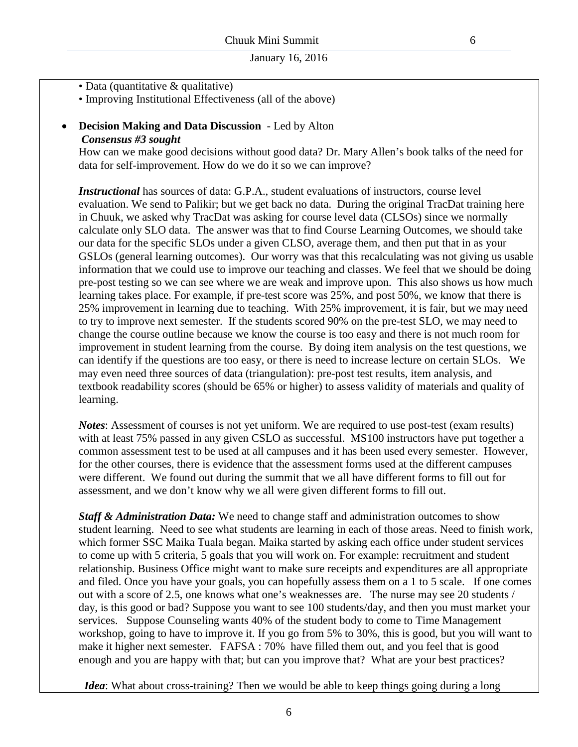- Data (quantitative & qualitative)
- Improving Institutional Effectiveness (all of the above)

- **Decision Making and Data Discussion** - Led by Alton

  ***Consensus #3 sought***

  How can we make good decisions without good data? Dr. Mary Allen's book talks of the need for data for self-improvement. How do we do it so we can improve?

  ***Instructional*** has sources of data: G.P.A., student evaluations of instructors, course level evaluation. We send to Palikir; but we get back no data. During the original TracDat training here in Chuuk, we asked why TracDat was asking for course level data (CLSOs) since we normally calculate only SLO data. The answer was that to find Course Learning Outcomes, we should take our data for the specific SLOs under a given CLSO, average them, and then put that in as your GSLOs (general learning outcomes). Our worry was that this recalculating was not giving us usable information that we could use to improve our teaching and classes. We feel that we should be doing pre-post testing so we can see where we are weak and improve upon. This also shows us how much learning takes place. For example, if pre-test score was 25%, and post 50%, we know that there is 25% improvement in learning due to teaching. With 25% improvement, it is fair, but we may need to try to improve next semester. If the students scored 90% on the pre-test SLO, we may need to change the course outline because we know the course is too easy and there is not much room for improvement in student learning from the course. By doing item analysis on the test questions, we can identify if the questions are too easy, or there is need to increase lecture on certain SLOs. We may even need three sources of data (triangulation): pre-post test results, item analysis, and textbook readability scores (should be 65% or higher) to assess validity of materials and quality of learning.

  ***Notes***: Assessment of courses is not yet uniform. We are required to use post-test (exam results) with at least 75% passed in any given CSLO as successful. MS100 instructors have put together a common assessment test to be used at all campuses and it has been used every semester. However, for the other courses, there is evidence that the assessment forms used at the different campuses were different. We found out during the summit that we all have different forms to fill out for assessment, and we don't know why we all were given different forms to fill out.

  ***Staff & Administration Data:*** We need to change staff and administration outcomes to show student learning. Need to see what students are learning in each of those areas. Need to finish work, which former SSC Maika Tuala began. Maika started by asking each office under student services to come up with 5 criteria, 5 goals that you will work on. For example: recruitment and student relationship. Business Office might want to make sure receipts and expenditures are all appropriate and filed. Once you have your goals, you can hopefully assess them on a 1 to 5 scale. If one comes out with a score of 2.5, one knows what one's weaknesses are. The nurse may see 20 students / day, is this good or bad? Suppose you want to see 100 students/day, and then you must market your services. Suppose Counseling wants 40% of the student body to come to Time Management workshop, going to have to improve it. If you go from 5% to 30%, this is good, but you will want to make it higher next semester. FAFSA : 70% have filled them out, and you feel that is good enough and you are happy with that; but can you improve that? What are your best practices?

  ***Idea***: What about cross-training? Then we would be able to keep things going during a long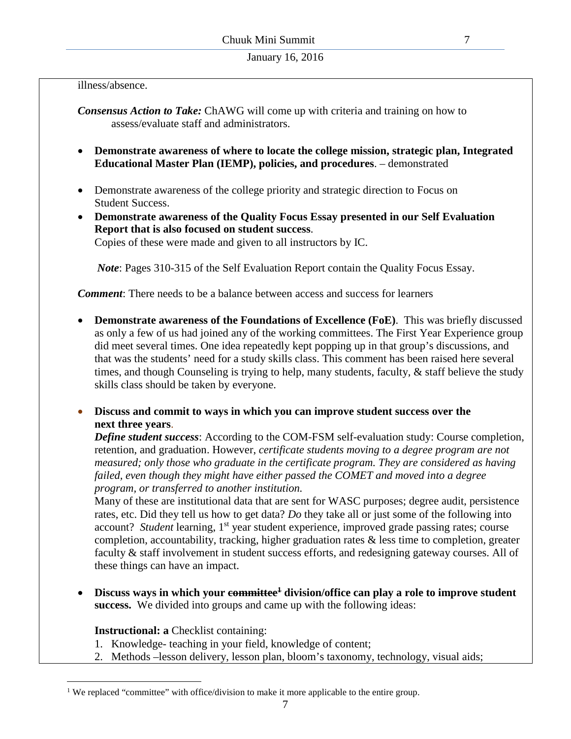illness/absence.

***Consensus Action to Take:*** ChAWG will come up with criteria and training on how to assess/evaluate staff and administrators.

- **Demonstrate awareness of where to locate the college mission, strategic plan, Integrated Educational Master Plan (IEMP), policies, and procedures**. – demonstrated

- Demonstrate awareness of the college priority and strategic direction to Focus on Student Success.
- **Demonstrate awareness of the Quality Focus Essay presented in our Self Evaluation Report that is also focused on student success**.
  Copies of these were made and given to all instructors by IC.

  ***Note***: Pages 310-315 of the Self Evaluation Report contain the Quality Focus Essay.

***Comment***: There needs to be a balance between access and success for learners

- **Demonstrate awareness of the Foundations of Excellence (FoE)**. This was briefly discussed as only a few of us had joined any of the working committees. The First Year Experience group did meet several times. One idea repeatedly kept popping up in that group's discussions, and that was the students' need for a study skills class. This comment has been raised here several times, and though Counseling is trying to help, many students, faculty, & staff believe the study skills class should be taken by everyone.

- **Discuss and commit to ways in which you can improve student success over the next three years**.
  ***Define student success***: According to the COM-FSM self-evaluation study: Course completion, retention, and graduation. However, *certificate students moving to a degree program are not measured; only those who graduate in the certificate program. They are considered as having failed, even though they might have either passed the COMET and moved into a degree program, or transferred to another institution.*
  Many of these are institutional data that are sent for WASC purposes; degree audit, persistence rates, etc. Did they tell us how to get data? *Do* they take all or just some of the following into account? *Student* learning, 1st year student experience, improved grade passing rates; course completion, accountability, tracking, higher graduation rates & less time to completion, greater faculty & staff involvement in student success efforts, and redesigning gateway courses. All of these things can have an impact.

- **Discuss ways in which your ~~committee~~[1] division/office can play a role to improve student success.** We divided into groups and came up with the following ideas:

  **Instructional: a** Checklist containing:
  1. Knowledge- teaching in your field, knowledge of content;
  2. Methods –lesson delivery, lesson plan, bloom's taxonomy, technology, visual aids;

[1] We replaced "committee" with office/division to make it more applicable to the entire group.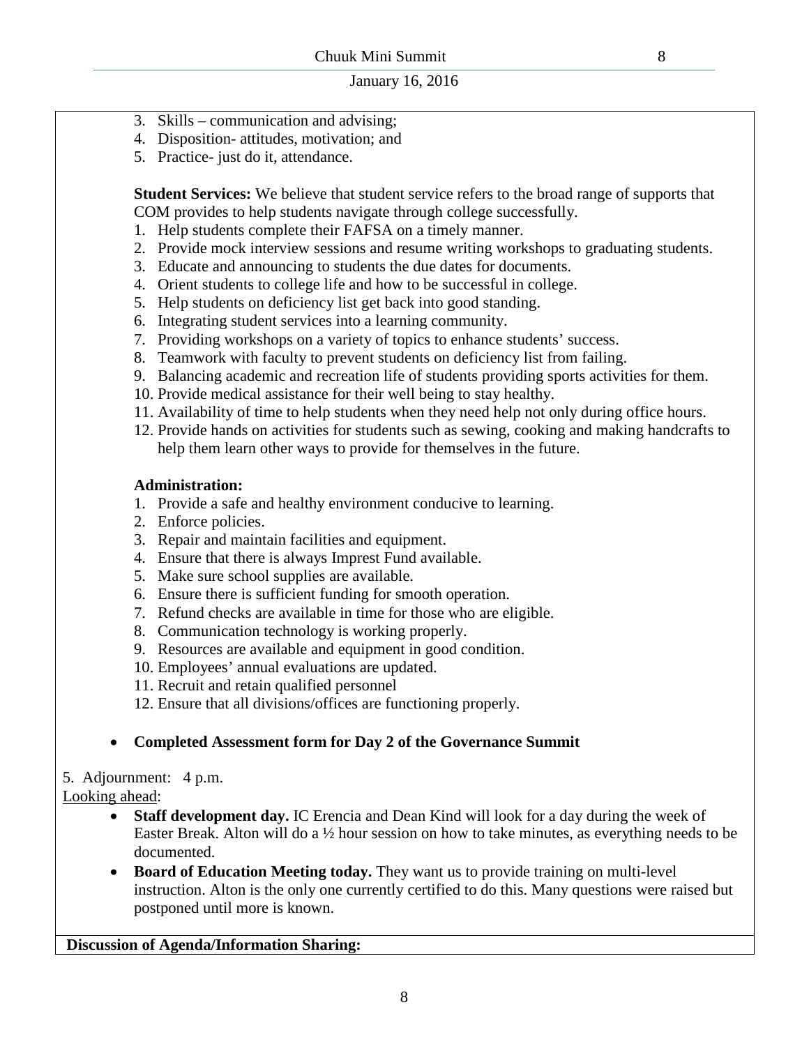3. Skills – communication and advising;
4. Disposition- attitudes, motivation; and
5. Practice- just do it, attendance.

**Student Services:** We believe that student service refers to the broad range of supports that COM provides to help students navigate through college successfully.

1. Help students complete their FAFSA on a timely manner.
2. Provide mock interview sessions and resume writing workshops to graduating students.
3. Educate and announcing to students the due dates for documents.
4. Orient students to college life and how to be successful in college.
5. Help students on deficiency list get back into good standing.
6. Integrating student services into a learning community.
7. Providing workshops on a variety of topics to enhance students' success.
8. Teamwork with faculty to prevent students on deficiency list from failing.
9. Balancing academic and recreation life of students providing sports activities for them.
10. Provide medical assistance for their well being to stay healthy.
11. Availability of time to help students when they need help not only during office hours.
12. Provide hands on activities for students such as sewing, cooking and making handcrafts to help them learn other ways to provide for themselves in the future.

**Administration:**

1. Provide a safe and healthy environment conducive to learning.
2. Enforce policies.
3. Repair and maintain facilities and equipment.
4. Ensure that there is always Imprest Fund available.
5. Make sure school supplies are available.
6. Ensure there is sufficient funding for smooth operation.
7. Refund checks are available in time for those who are eligible.
8. Communication technology is working properly.
9. Resources are available and equipment in good condition.
10. Employees' annual evaluations are updated.
11. Recruit and retain qualified personnel
12. Ensure that all divisions/offices are functioning properly.

- **Completed Assessment form for Day 2 of the Governance Summit**

5. Adjournment: 4 p.m.

Looking ahead:

- **Staff development day.** IC Erencia and Dean Kind will look for a day during the week of Easter Break. Alton will do a ½ hour session on how to take minutes, as everything needs to be documented.
- **Board of Education Meeting today.** They want us to provide training on multi-level instruction. Alton is the only one currently certified to do this. Many questions were raised but postponed until more is known.

**Discussion of Agenda/Information Sharing:**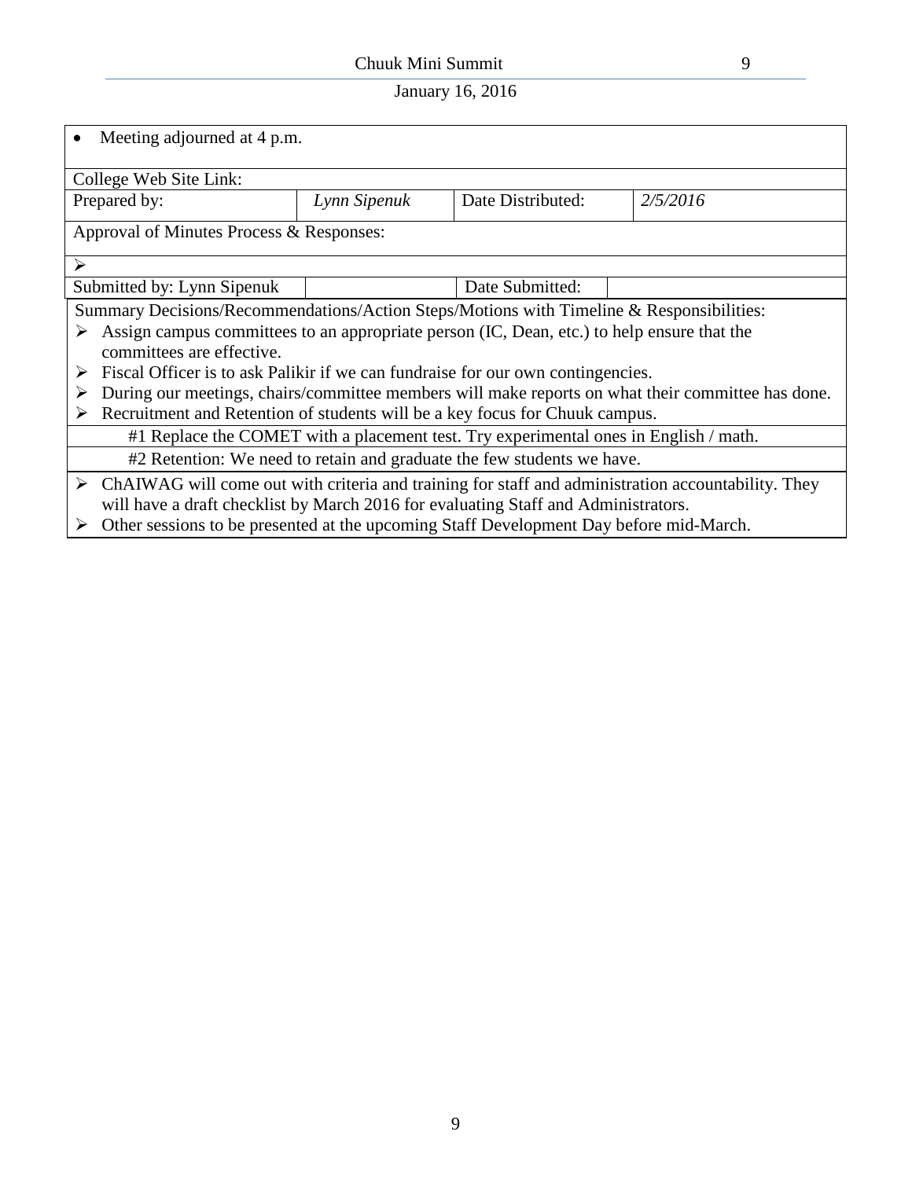- Meeting adjourned at 4 p.m.

| College Web Site Link: | | | |
|---|---|---|---|
| Prepared by: | *Lynn Sipenuk* | Date Distributed: | *2/5/2016* |
| Approval of Minutes Process & Responses: | | | |
| ➢ | | | |
| Submitted by: Lynn Sipenuk | | Date Submitted: | |

Summary Decisions/Recommendations/Action Steps/Motions with Timeline & Responsibilities:

- ➢ Assign campus committees to an appropriate person (IC, Dean, etc.) to help ensure that the committees are effective.
- ➢ Fiscal Officer is to ask Palikir if we can fundraise for our own contingencies.
- ➢ During our meetings, chairs/committee members will make reports on what their committee has done.
- ➢ Recruitment and Retention of students will be a key focus for Chuuk campus.
    - #1 Replace the COMET with a placement test. Try experimental ones in English / math.
    - #2 Retention: We need to retain and graduate the few students we have.
- ➢ ChAIWAG will come out with criteria and training for staff and administration accountability. They will have a draft checklist by March 2016 for evaluating Staff and Administrators.
- ➢ Other sessions to be presented at the upcoming Staff Development Day before mid-March.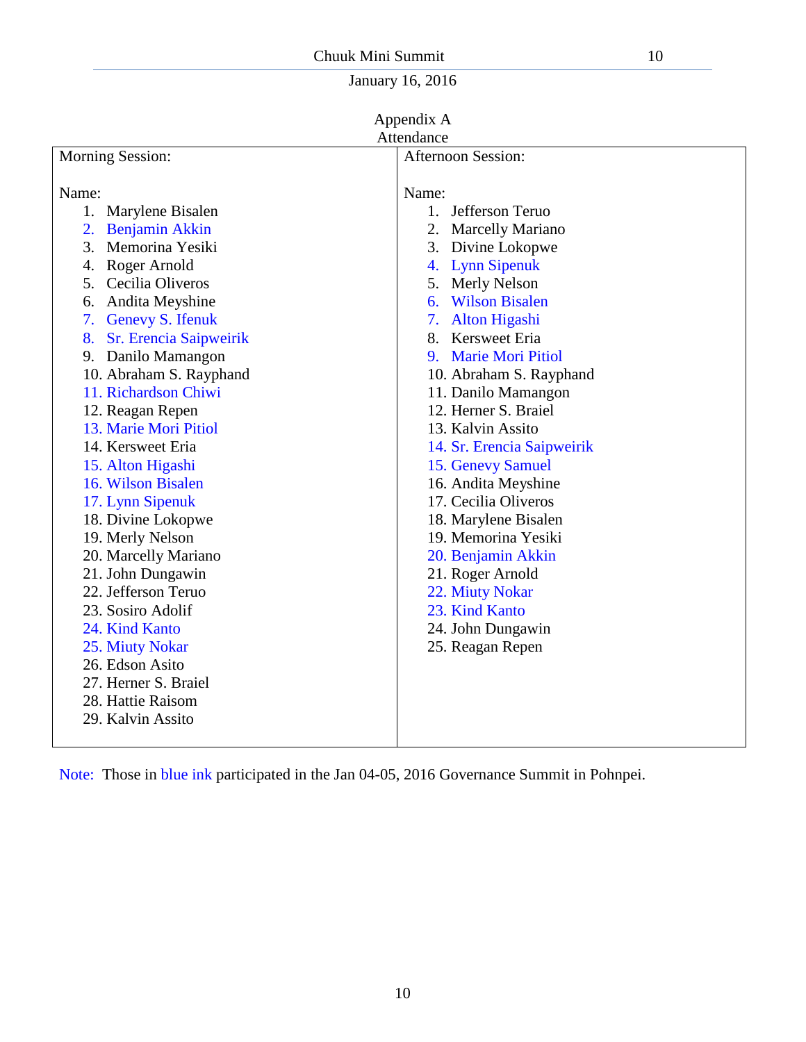January 16, 2016

## Appendix A
## Attendance

| Morning Session: | Afternoon Session: |
|---|---|
| Name: | Name: |
| 1. Marylene Bisalen | 1. Jefferson Teruo |
| 2. Benjamin Akkin | 2. Marcelly Mariano |
| 3. Memorina Yesiki | 3. Divine Lokopwe |
| 4. Roger Arnold | 4. Lynn Sipenuk |
| 5. Cecilia Oliveros | 5. Merly Nelson |
| 6. Andita Meyshine | 6. Wilson Bisalen |
| 7. Genevy S. Ifenuk | 7. Alton Higashi |
| 8. Sr. Erencia Saipweirik | 8. Kersweet Eria |
| 9. Danilo Mamangon | 9. Marie Mori Pitiol |
| 10. Abraham S. Rayphand | 10. Abraham S. Rayphand |
| 11. Richardson Chiwi | 11. Danilo Mamangon |
| 12. Reagan Repen | 12. Herner S. Braiel |
| 13. Marie Mori Pitiol | 13. Kalvin Assito |
| 14. Kersweet Eria | 14. Sr. Erencia Saipweirik |
| 15. Alton Higashi | 15. Genevy Samuel |
| 16. Wilson Bisalen | 16. Andita Meyshine |
| 17. Lynn Sipenuk | 17. Cecilia Oliveros |
| 18. Divine Lokopwe | 18. Marylene Bisalen |
| 19. Merly Nelson | 19. Memorina Yesiki |
| 20. Marcelly Mariano | 20. Benjamin Akkin |
| 21. John Dungawin | 21. Roger Arnold |
| 22. Jefferson Teruo | 22. Miuty Nokar |
| 23. Sosiro Adolif | 23. Kind Kanto |
| 24. Kind Kanto | 24. John Dungawin |
| 25. Miuty Nokar | 25. Reagan Repen |
| 26. Edson Asito | |
| 27. Herner S. Braiel | |
| 28. Hattie Raisom | |
| 29. Kalvin Assito | |

Note: Those in blue ink participated in the Jan 04-05, 2016 Governance Summit in Pohnpei.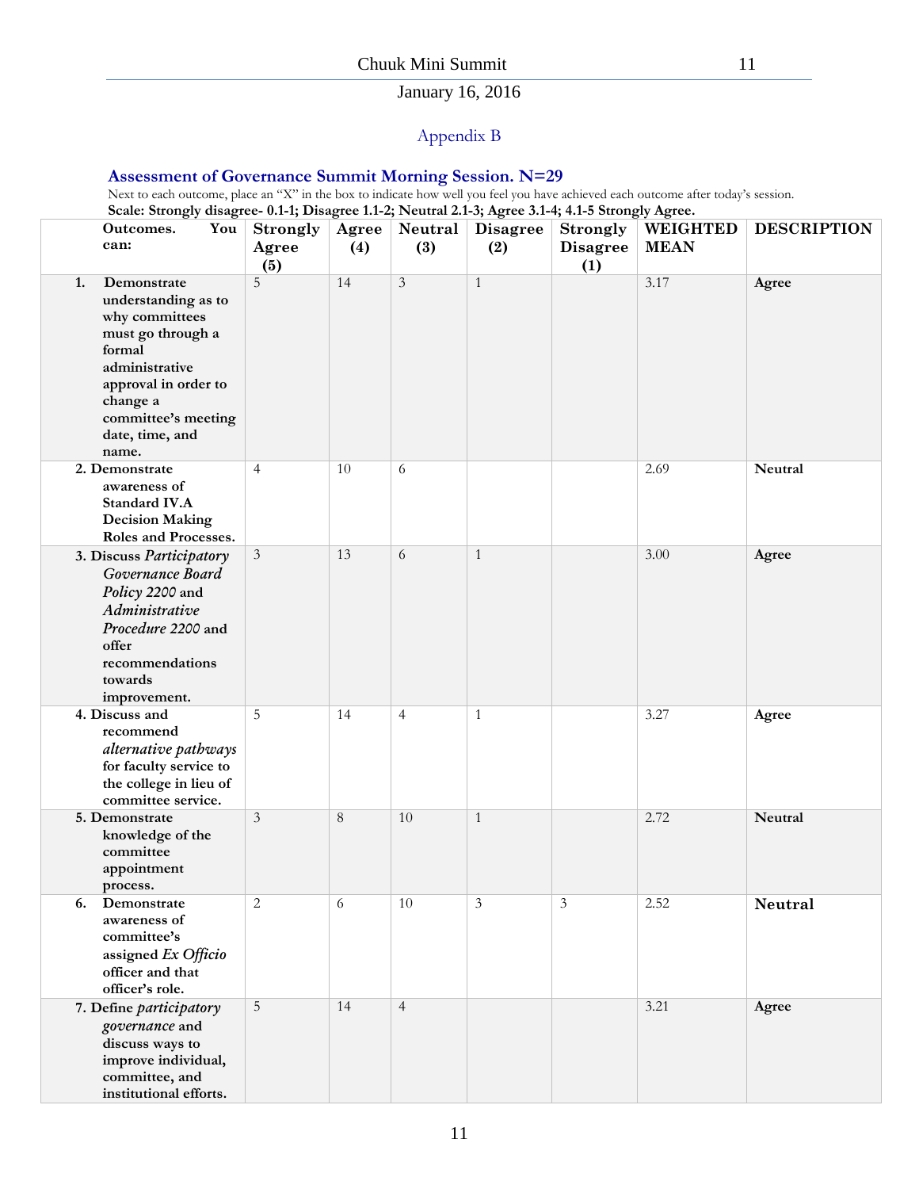January 16, 2016

## Appendix B

### Assessment of Governance Summit Morning Session. N=29

Next to each outcome, place an "X" in the box to indicate how well you feel you have achieved each outcome after today's session.

**Scale: Strongly disagree- 0.1-1; Disagree 1.1-2; Neutral 2.1-3; Agree 3.1-4; 4.1-5 Strongly Agree.**

| Outcomes. You can: | Strongly Agree (5) | Agree (4) | Neutral (3) | Disagree (2) | Strongly Disagree (1) | WEIGHTED MEAN | DESCRIPTION |
|---|---|---|---|---|---|---|---|
| 1. **Demonstrate understanding as to why committees must go through a formal administrative approval in order to change a committee's meeting date, time, and name.** | 5 | 14 | 3 | 1 | | 3.17 | **Agree** |
| 2. **Demonstrate awareness of Standard IV.A Decision Making Roles and Processes.** | 4 | 10 | 6 | | | 2.69 | **Neutral** |
| 3. **Discuss *Participatory Governance Board Policy 2200* and *Administrative Procedure 2200* and offer recommendations towards improvement.** | 3 | 13 | 6 | 1 | | 3.00 | **Agree** |
| 4. **Discuss and recommend *alternative pathways* for faculty service to the college in lieu of committee service.** | 5 | 14 | 4 | 1 | | 3.27 | **Agree** |
| 5. **Demonstrate knowledge of the committee appointment process.** | 3 | 8 | 10 | 1 | | 2.72 | **Neutral** |
| 6. **Demonstrate awareness of committee's assigned *Ex Officio* officer and that officer's role.** | 2 | 6 | 10 | 3 | 3 | 2.52 | **Neutral** |
| 7. **Define *participatory governance* and discuss ways to improve individual, committee, and institutional efforts.** | 5 | 14 | 4 | | | 3.21 | **Agree** |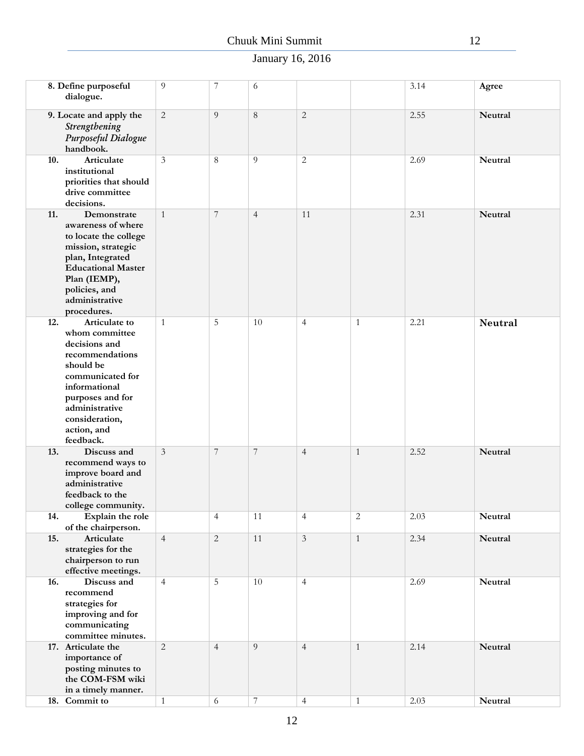| | | | | | | | |
|---|---|---|---|---|---|---|---|
| **8. Define purposeful dialogue.** | 9 | 7 | 6 | | | 3.14 | **Agree** |
| **9. Locate and apply the *Strengthening Purposeful Dialogue* handbook.** | 2 | 9 | 8 | 2 | | 2.55 | **Neutral** |
| **10. Articulate institutional priorities that should drive committee decisions.** | 3 | 8 | 9 | 2 | | 2.69 | **Neutral** |
| **11. Demonstrate awareness of where to locate the college mission, strategic plan, Integrated Educational Master Plan (IEMP), policies, and administrative procedures.** | 1 | 7 | 4 | 11 | | 2.31 | **Neutral** |
| **12. Articulate to whom committee decisions and recommendations should be communicated for informational purposes and for administrative consideration, action, and feedback.** | 1 | 5 | 10 | 4 | 1 | 2.21 | **Neutral** |
| **13. Discuss and recommend ways to improve board and administrative feedback to the college community.** | 3 | 7 | 7 | 4 | 1 | 2.52 | **Neutral** |
| **14. Explain the role of the chairperson.** | | 4 | 11 | 4 | 2 | 2.03 | **Neutral** |
| **15. Articulate strategies for the chairperson to run effective meetings.** | 4 | 2 | 11 | 3 | 1 | 2.34 | **Neutral** |
| **16. Discuss and recommend strategies for improving and for communicating committee minutes.** | 4 | 5 | 10 | 4 | | 2.69 | **Neutral** |
| **17. Articulate the importance of posting minutes to the COM-FSM wiki in a timely manner.** | 2 | 4 | 9 | 4 | 1 | 2.14 | **Neutral** |
| **18. Commit to** | 1 | 6 | 7 | 4 | 1 | 2.03 | **Neutral** |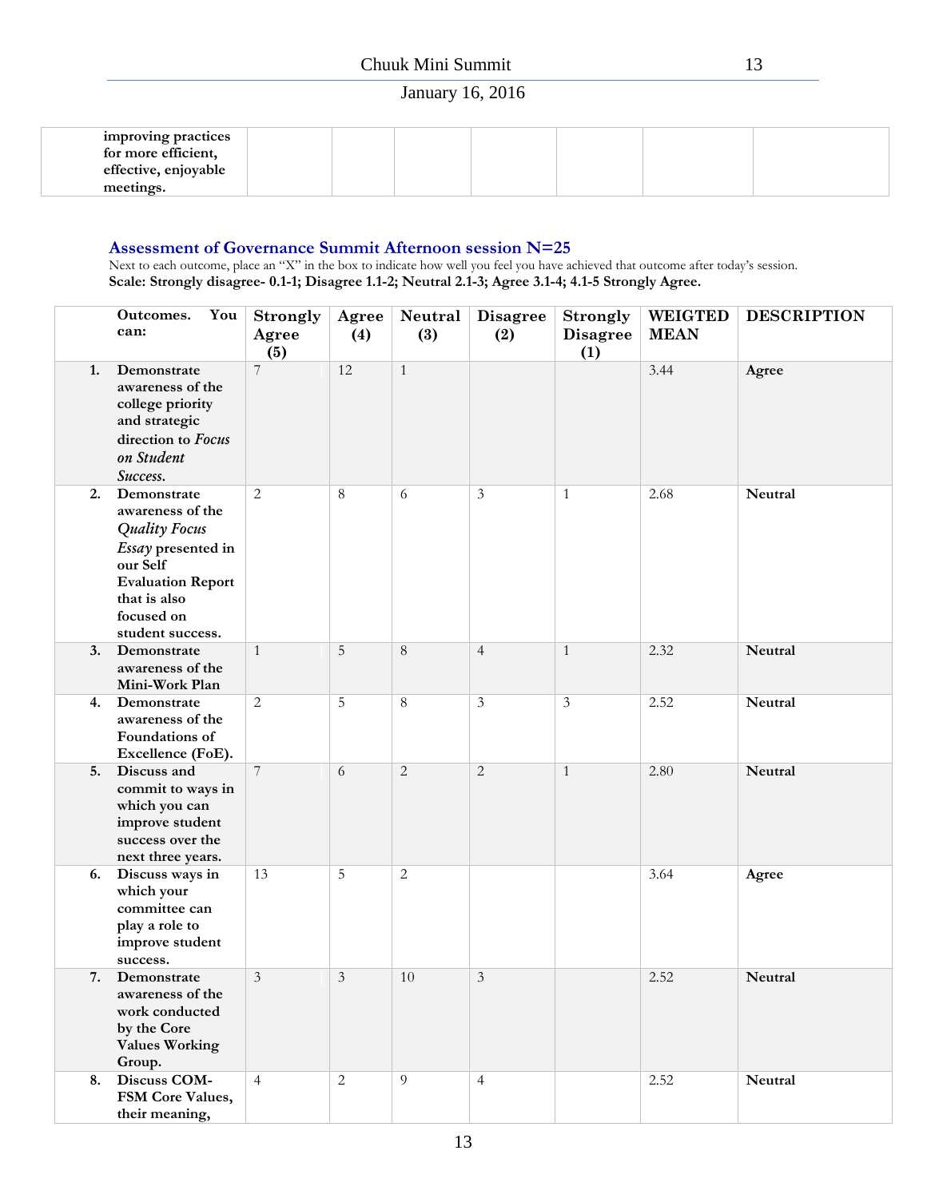| | | | | | | | |
|---|---|---|---|---|---|---|---|
| improving practices for more efficient, effective, enjoyable meetings. | | | | | | | |

### Assessment of Governance Summit Afternoon session N=25

Next to each outcome, place an "X" in the box to indicate how well you feel you have achieved that outcome after today's session.
**Scale: Strongly disagree- 0.1-1; Disagree 1.1-2; Neutral 2.1-3; Agree 3.1-4; 4.1-5 Strongly Agree.**

| | Outcomes. You can: | Strongly Agree (5) | Agree (4) | Neutral (3) | Disagree (2) | Strongly Disagree (1) | WEIGTED MEAN | DESCRIPTION |
|---|---|---|---|---|---|---|---|---|
| 1. | Demonstrate awareness of the college priority and strategic direction to *Focus on Student Success.* | 7 | 12 | 1 | | | 3.44 | Agree |
| 2. | Demonstrate awareness of the *Quality Focus Essay* presented in our Self Evaluation Report that is also focused on student success. | 2 | 8 | 6 | 3 | 1 | 2.68 | Neutral |
| 3. | Demonstrate awareness of the Mini-Work Plan | 1 | 5 | 8 | 4 | 1 | 2.32 | Neutral |
| 4. | Demonstrate awareness of the Foundations of Excellence (FoE). | 2 | 5 | 8 | 3 | 3 | 2.52 | Neutral |
| 5. | Discuss and commit to ways in which you can improve student success over the next three years. | 7 | 6 | 2 | 2 | 1 | 2.80 | Neutral |
| 6. | Discuss ways in which your committee can play a role to improve student success. | 13 | 5 | 2 | | | 3.64 | Agree |
| 7. | Demonstrate awareness of the work conducted by the Core Values Working Group. | 3 | 3 | 10 | 3 | | 2.52 | Neutral |
| 8. | Discuss COM-FSM Core Values, their meaning, | 4 | 2 | 9 | 4 | | 2.52 | Neutral |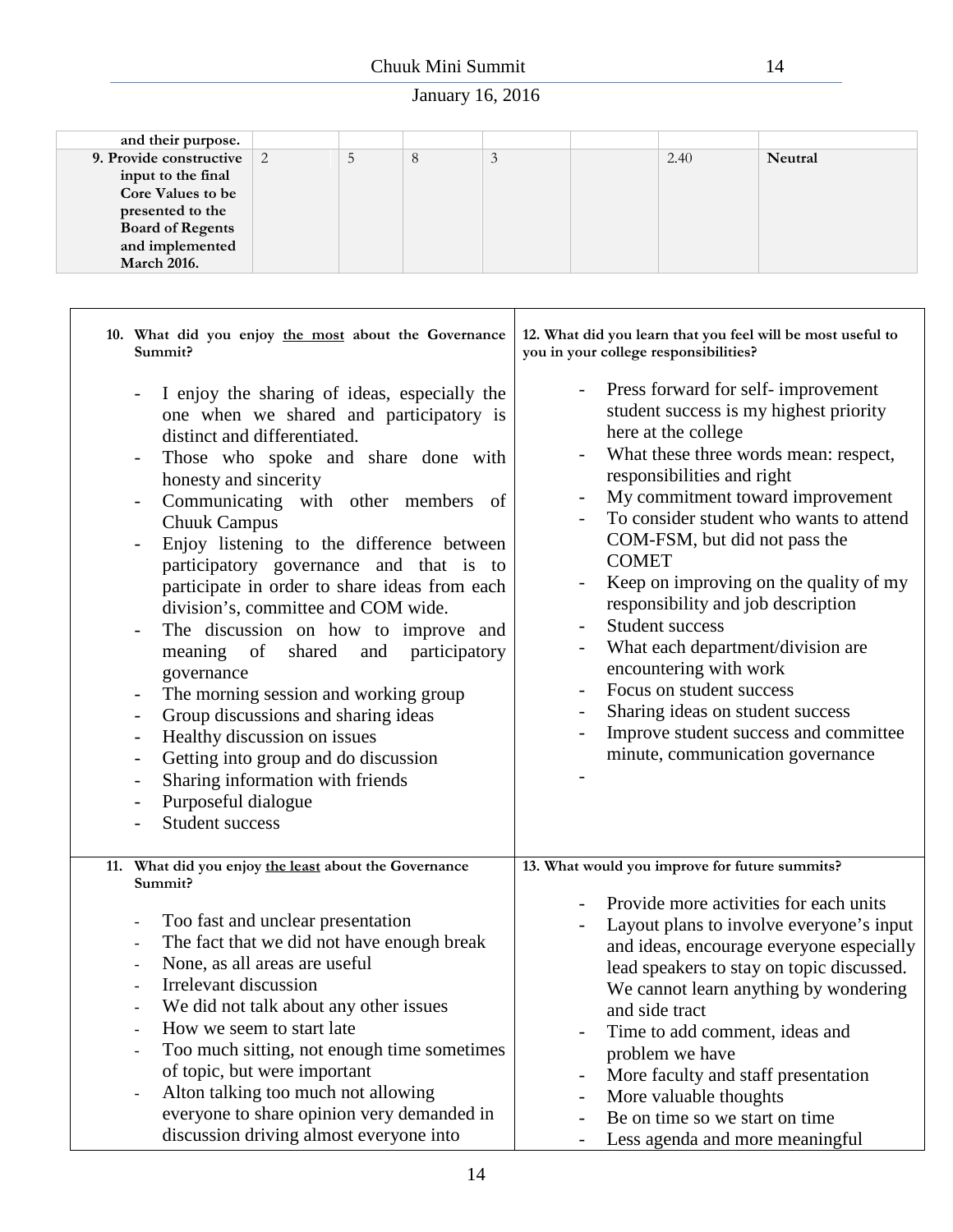| and their purpose. | | | | | | | |
|---|---|---|---|---|---|---|---|
| **9. Provide constructive input to the final Core Values to be presented to the Board of Regents and implemented March 2016.** | 2 | 5 | 8 | 3 | | 2.40 | **Neutral** |

| **10. What did you enjoy the most about the Governance Summit?** | **12. What did you learn that you feel will be most useful to you in your college responsibilities?** |
|---|---|
| - I enjoy the sharing of ideas, especially the one when we shared and participatory is distinct and differentiated.<br>- Those who spoke and share done with honesty and sincerity<br>- Communicating with other members of Chuuk Campus<br>- Enjoy listening to the difference between participatory governance and that is to participate in order to share ideas from each division's, committee and COM wide.<br>- The discussion on how to improve and meaning of shared and participatory governance<br>- The morning session and working group<br>- Group discussions and sharing ideas<br>- Healthy discussion on issues<br>- Getting into group and do discussion<br>- Sharing information with friends<br>- Purposeful dialogue<br>- Student success | - Press forward for self- improvement student success is my highest priority here at the college<br>- What these three words mean: respect, responsibilities and right<br>- My commitment toward improvement<br>- To consider student who wants to attend COM-FSM, but did not pass the COMET<br>- Keep on improving on the quality of my responsibility and job description<br>- Student success<br>- What each department/division are encountering with work<br>- Focus on student success<br>- Sharing ideas on student success<br>- Improve student success and committee minute, communication governance<br>- |
| **11. What did you enjoy the least about the Governance Summit?** | **13. What would you improve for future summits?** |
| - Too fast and unclear presentation<br>- The fact that we did not have enough break<br>- None, as all areas are useful<br>- Irrelevant discussion<br>- We did not talk about any other issues<br>- How we seem to start late<br>- Too much sitting, not enough time sometimes of topic, but were important<br>- Alton talking too much not allowing everyone to share opinion very demanded in discussion driving almost everyone into | - Provide more activities for each units<br>- Layout plans to involve everyone's input and ideas, encourage everyone especially lead speakers to stay on topic discussed. We cannot learn anything by wondering and side tract<br>- Time to add comment, ideas and problem we have<br>- More faculty and staff presentation<br>- More valuable thoughts<br>- Be on time so we start on time<br>- Less agenda and more meaningful |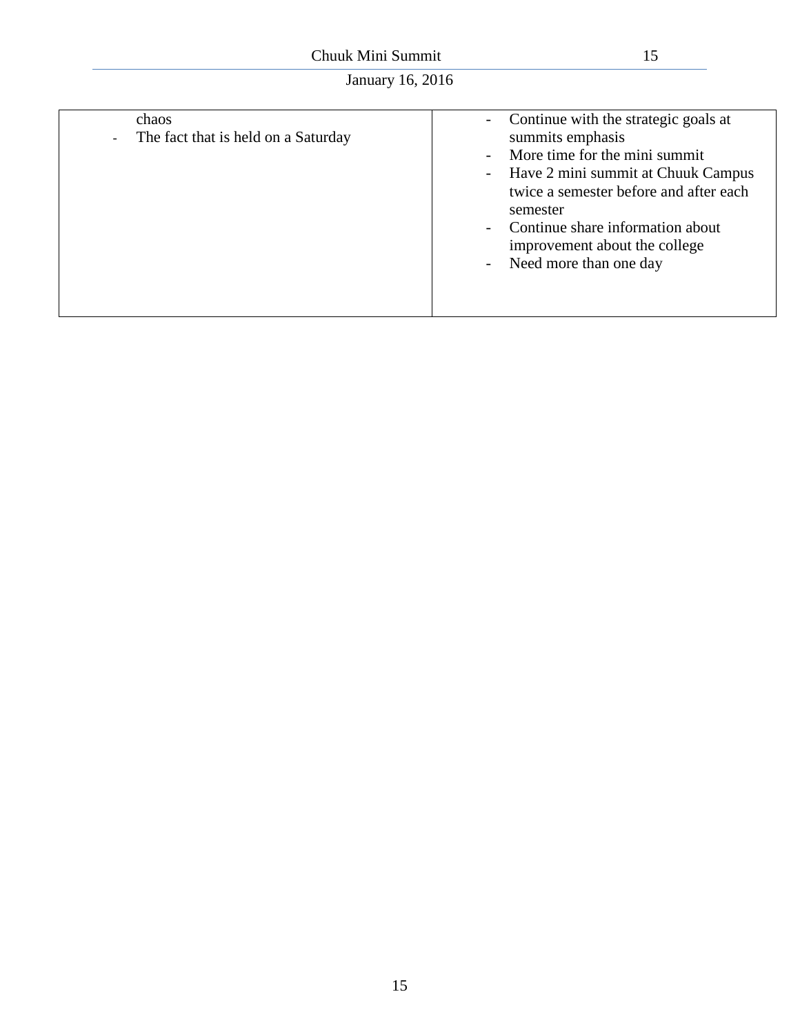| | |
|---|---|
| chaos<br>- The fact that is held on a Saturday | - Continue with the strategic goals at summits emphasis<br>- More time for the mini summit<br>- Have 2 mini summit at Chuuk Campus twice a semester before and after each semester<br>- Continue share information about improvement about the college<br>- Need more than one day |